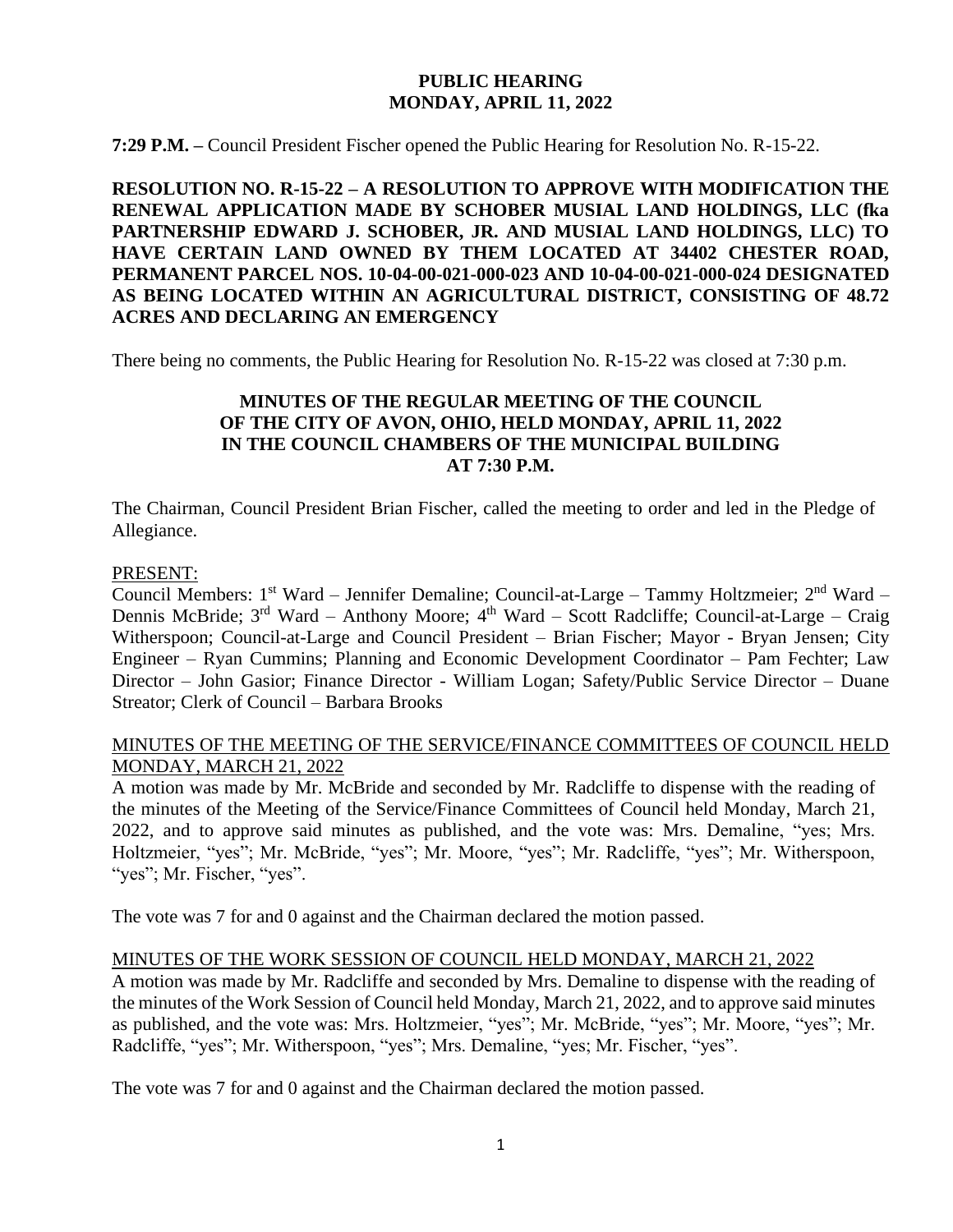# PUBLIC HEARING
## MONDAY, APRIL 11, 2022

**7:29 P.M. –** Council President Fischer opened the Public Hearing for Resolution No. R-15-22.

**RESOLUTION NO. R-15-22 – A RESOLUTION TO APPROVE WITH MODIFICATION THE RENEWAL APPLICATION MADE BY SCHOBER MUSIAL LAND HOLDINGS, LLC (fka PARTNERSHIP EDWARD J. SCHOBER, JR. AND MUSIAL LAND HOLDINGS, LLC) TO HAVE CERTAIN LAND OWNED BY THEM LOCATED AT 34402 CHESTER ROAD, PERMANENT PARCEL NOS. 10-04-00-021-000-023 AND 10-04-00-021-000-024 DESIGNATED AS BEING LOCATED WITHIN AN AGRICULTURAL DISTRICT, CONSISTING OF 48.72 ACRES AND DECLARING AN EMERGENCY**

There being no comments, the Public Hearing for Resolution No. R-15-22 was closed at 7:30 p.m.

## MINUTES OF THE REGULAR MEETING OF THE COUNCIL OF THE CITY OF AVON, OHIO, HELD MONDAY, APRIL 11, 2022 IN THE COUNCIL CHAMBERS OF THE MUNICIPAL BUILDING AT 7:30 P.M.

The Chairman, Council President Brian Fischer, called the meeting to order and led in the Pledge of Allegiance.

PRESENT:

Council Members: 1st Ward – Jennifer Demaline; Council-at-Large – Tammy Holtzmeier; 2nd Ward – Dennis McBride; 3rd Ward – Anthony Moore; 4th Ward – Scott Radcliffe; Council-at-Large – Craig Witherspoon; Council-at-Large and Council President – Brian Fischer; Mayor - Bryan Jensen; City Engineer – Ryan Cummins; Planning and Economic Development Coordinator – Pam Fechter; Law Director – John Gasior; Finance Director - William Logan; Safety/Public Service Director – Duane Streator; Clerk of Council – Barbara Brooks

MINUTES OF THE MEETING OF THE SERVICE/FINANCE COMMITTEES OF COUNCIL HELD MONDAY, MARCH 21, 2022

A motion was made by Mr. McBride and seconded by Mr. Radcliffe to dispense with the reading of the minutes of the Meeting of the Service/Finance Committees of Council held Monday, March 21, 2022, and to approve said minutes as published, and the vote was: Mrs. Demaline, "yes; Mrs. Holtzmeier, "yes"; Mr. McBride, "yes"; Mr. Moore, "yes"; Mr. Radcliffe, "yes"; Mr. Witherspoon, "yes"; Mr. Fischer, "yes".

The vote was 7 for and 0 against and the Chairman declared the motion passed.

MINUTES OF THE WORK SESSION OF COUNCIL HELD MONDAY, MARCH 21, 2022

A motion was made by Mr. Radcliffe and seconded by Mrs. Demaline to dispense with the reading of the minutes of the Work Session of Council held Monday, March 21, 2022, and to approve said minutes as published, and the vote was: Mrs. Holtzmeier, "yes"; Mr. McBride, "yes"; Mr. Moore, "yes"; Mr. Radcliffe, "yes"; Mr. Witherspoon, "yes"; Mrs. Demaline, "yes; Mr. Fischer, "yes".

The vote was 7 for and 0 against and the Chairman declared the motion passed.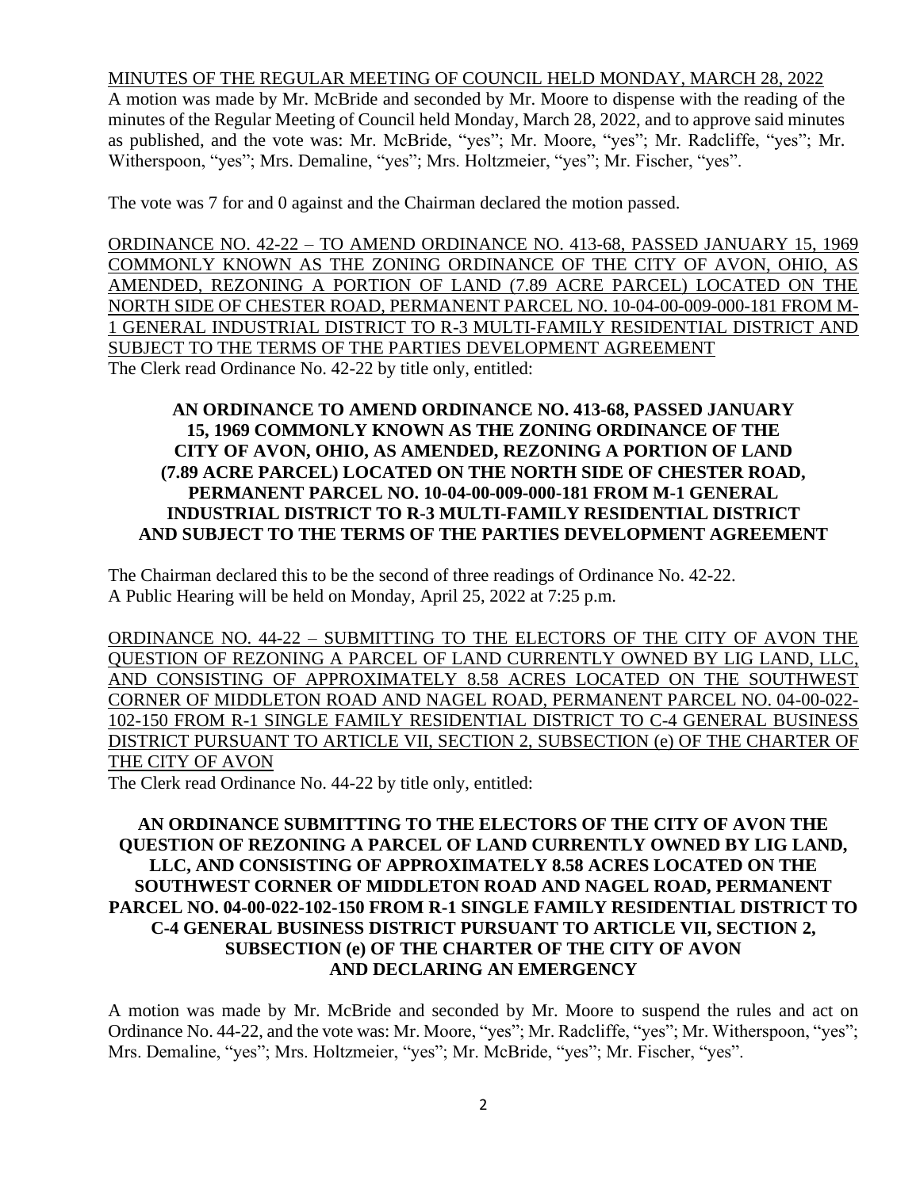MINUTES OF THE REGULAR MEETING OF COUNCIL HELD MONDAY, MARCH 28, 2022

A motion was made by Mr. McBride and seconded by Mr. Moore to dispense with the reading of the minutes of the Regular Meeting of Council held Monday, March 28, 2022, and to approve said minutes as published, and the vote was: Mr. McBride, "yes"; Mr. Moore, "yes"; Mr. Radcliffe, "yes"; Mr. Witherspoon, "yes"; Mrs. Demaline, "yes"; Mrs. Holtzmeier, "yes"; Mr. Fischer, "yes".

The vote was 7 for and 0 against and the Chairman declared the motion passed.

ORDINANCE NO. 42-22 – TO AMEND ORDINANCE NO. 413-68, PASSED JANUARY 15, 1969 COMMONLY KNOWN AS THE ZONING ORDINANCE OF THE CITY OF AVON, OHIO, AS AMENDED, REZONING A PORTION OF LAND (7.89 ACRE PARCEL) LOCATED ON THE NORTH SIDE OF CHESTER ROAD, PERMANENT PARCEL NO. 10-04-00-009-000-181 FROM M-1 GENERAL INDUSTRIAL DISTRICT TO R-3 MULTI-FAMILY RESIDENTIAL DISTRICT AND SUBJECT TO THE TERMS OF THE PARTIES DEVELOPMENT AGREEMENT

The Clerk read Ordinance No. 42-22 by title only, entitled:

**AN ORDINANCE TO AMEND ORDINANCE NO. 413-68, PASSED JANUARY 15, 1969 COMMONLY KNOWN AS THE ZONING ORDINANCE OF THE CITY OF AVON, OHIO, AS AMENDED, REZONING A PORTION OF LAND (7.89 ACRE PARCEL) LOCATED ON THE NORTH SIDE OF CHESTER ROAD, PERMANENT PARCEL NO. 10-04-00-009-000-181 FROM M-1 GENERAL INDUSTRIAL DISTRICT TO R-3 MULTI-FAMILY RESIDENTIAL DISTRICT AND SUBJECT TO THE TERMS OF THE PARTIES DEVELOPMENT AGREEMENT**

The Chairman declared this to be the second of three readings of Ordinance No. 42-22.
A Public Hearing will be held on Monday, April 25, 2022 at 7:25 p.m.

ORDINANCE NO. 44-22 – SUBMITTING TO THE ELECTORS OF THE CITY OF AVON THE QUESTION OF REZONING A PARCEL OF LAND CURRENTLY OWNED BY LIG LAND, LLC, AND CONSISTING OF APPROXIMATELY 8.58 ACRES LOCATED ON THE SOUTHWEST CORNER OF MIDDLETON ROAD AND NAGEL ROAD, PERMANENT PARCEL NO. 04-00-022-102-150 FROM R-1 SINGLE FAMILY RESIDENTIAL DISTRICT TO C-4 GENERAL BUSINESS DISTRICT PURSUANT TO ARTICLE VII, SECTION 2, SUBSECTION (e) OF THE CHARTER OF THE CITY OF AVON

The Clerk read Ordinance No. 44-22 by title only, entitled:

**AN ORDINANCE SUBMITTING TO THE ELECTORS OF THE CITY OF AVON THE QUESTION OF REZONING A PARCEL OF LAND CURRENTLY OWNED BY LIG LAND, LLC, AND CONSISTING OF APPROXIMATELY 8.58 ACRES LOCATED ON THE SOUTHWEST CORNER OF MIDDLETON ROAD AND NAGEL ROAD, PERMANENT PARCEL NO. 04-00-022-102-150 FROM R-1 SINGLE FAMILY RESIDENTIAL DISTRICT TO C-4 GENERAL BUSINESS DISTRICT PURSUANT TO ARTICLE VII, SECTION 2, SUBSECTION (e) OF THE CHARTER OF THE CITY OF AVON AND DECLARING AN EMERGENCY**

A motion was made by Mr. McBride and seconded by Mr. Moore to suspend the rules and act on Ordinance No. 44-22, and the vote was: Mr. Moore, "yes"; Mr. Radcliffe, "yes"; Mr. Witherspoon, "yes"; Mrs. Demaline, "yes"; Mrs. Holtzmeier, "yes"; Mr. McBride, "yes"; Mr. Fischer, "yes".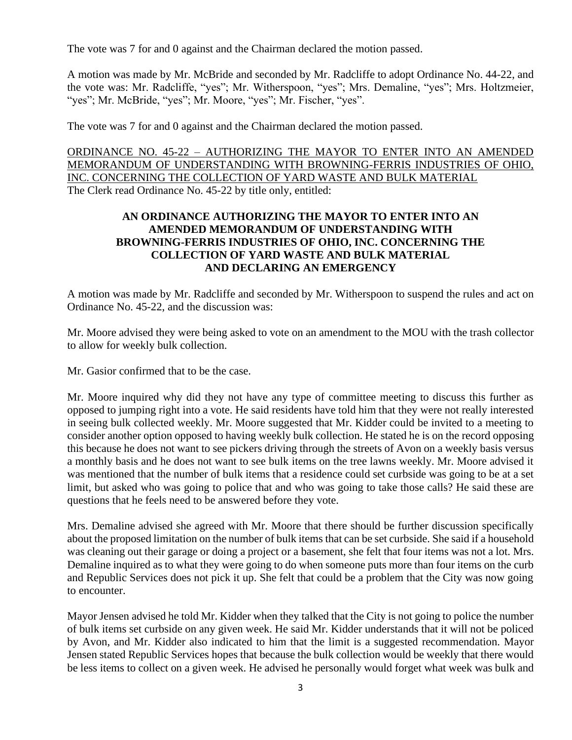The vote was 7 for and 0 against and the Chairman declared the motion passed.

A motion was made by Mr. McBride and seconded by Mr. Radcliffe to adopt Ordinance No. 44-22, and the vote was: Mr. Radcliffe, "yes"; Mr. Witherspoon, "yes"; Mrs. Demaline, "yes"; Mrs. Holtzmeier, "yes"; Mr. McBride, "yes"; Mr. Moore, "yes"; Mr. Fischer, "yes".

The vote was 7 for and 0 against and the Chairman declared the motion passed.

<u>ORDINANCE NO. 45-22 – AUTHORIZING THE MAYOR TO ENTER INTO AN AMENDED MEMORANDUM OF UNDERSTANDING WITH BROWNING-FERRIS INDUSTRIES OF OHIO, INC. CONCERNING THE COLLECTION OF YARD WASTE AND BULK MATERIAL</u>
The Clerk read Ordinance No. 45-22 by title only, entitled:

**AN ORDINANCE AUTHORIZING THE MAYOR TO ENTER INTO AN AMENDED MEMORANDUM OF UNDERSTANDING WITH BROWNING-FERRIS INDUSTRIES OF OHIO, INC. CONCERNING THE COLLECTION OF YARD WASTE AND BULK MATERIAL AND DECLARING AN EMERGENCY**

A motion was made by Mr. Radcliffe and seconded by Mr. Witherspoon to suspend the rules and act on Ordinance No. 45-22, and the discussion was:

Mr. Moore advised they were being asked to vote on an amendment to the MOU with the trash collector to allow for weekly bulk collection.

Mr. Gasior confirmed that to be the case.

Mr. Moore inquired why did they not have any type of committee meeting to discuss this further as opposed to jumping right into a vote. He said residents have told him that they were not really interested in seeing bulk collected weekly. Mr. Moore suggested that Mr. Kidder could be invited to a meeting to consider another option opposed to having weekly bulk collection. He stated he is on the record opposing this because he does not want to see pickers driving through the streets of Avon on a weekly basis versus a monthly basis and he does not want to see bulk items on the tree lawns weekly. Mr. Moore advised it was mentioned that the number of bulk items that a residence could set curbside was going to be at a set limit, but asked who was going to police that and who was going to take those calls? He said these are questions that he feels need to be answered before they vote.

Mrs. Demaline advised she agreed with Mr. Moore that there should be further discussion specifically about the proposed limitation on the number of bulk items that can be set curbside. She said if a household was cleaning out their garage or doing a project or a basement, she felt that four items was not a lot. Mrs. Demaline inquired as to what they were going to do when someone puts more than four items on the curb and Republic Services does not pick it up. She felt that could be a problem that the City was now going to encounter.

Mayor Jensen advised he told Mr. Kidder when they talked that the City is not going to police the number of bulk items set curbside on any given week. He said Mr. Kidder understands that it will not be policed by Avon, and Mr. Kidder also indicated to him that the limit is a suggested recommendation. Mayor Jensen stated Republic Services hopes that because the bulk collection would be weekly that there would be less items to collect on a given week. He advised he personally would forget what week was bulk and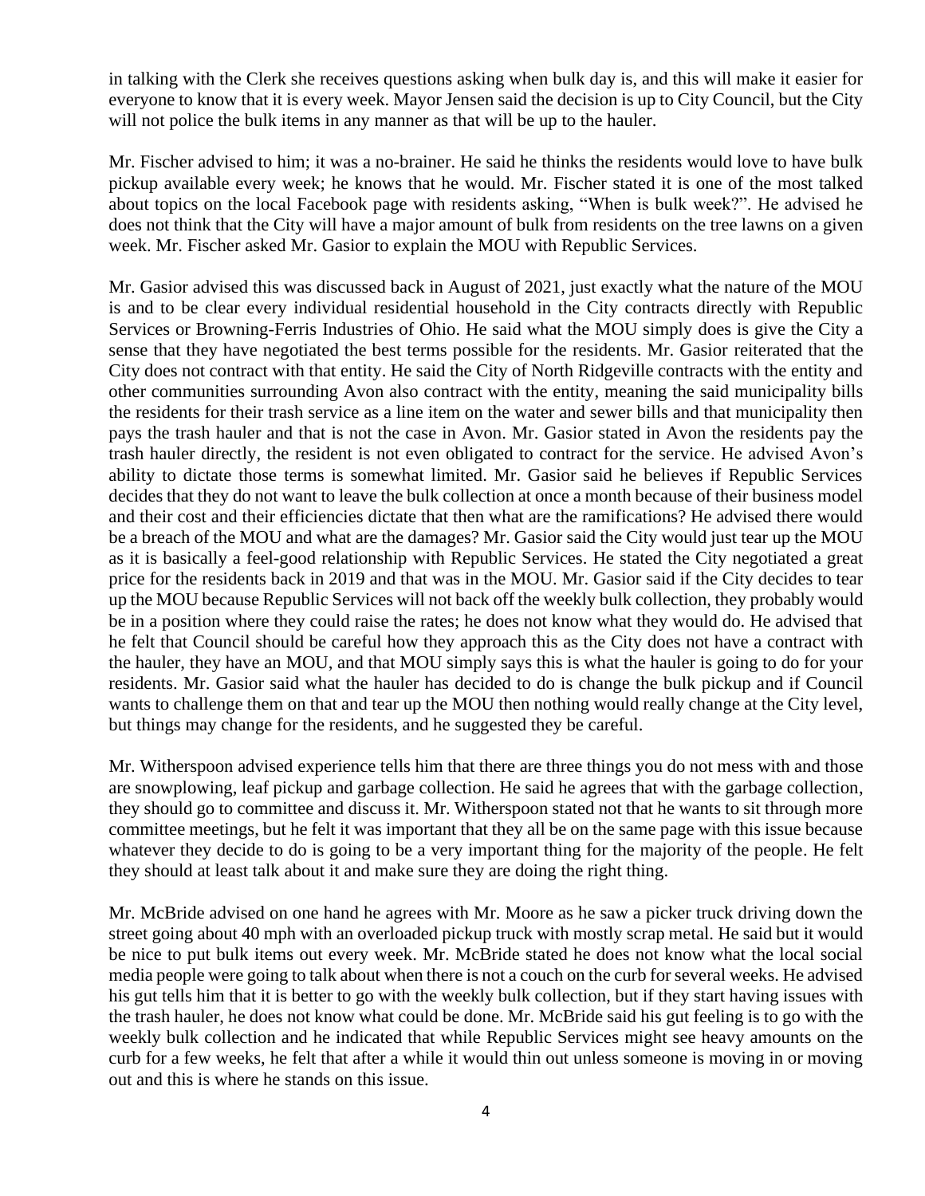in talking with the Clerk she receives questions asking when bulk day is, and this will make it easier for everyone to know that it is every week. Mayor Jensen said the decision is up to City Council, but the City will not police the bulk items in any manner as that will be up to the hauler.

Mr. Fischer advised to him; it was a no-brainer. He said he thinks the residents would love to have bulk pickup available every week; he knows that he would. Mr. Fischer stated it is one of the most talked about topics on the local Facebook page with residents asking, "When is bulk week?". He advised he does not think that the City will have a major amount of bulk from residents on the tree lawns on a given week. Mr. Fischer asked Mr. Gasior to explain the MOU with Republic Services.

Mr. Gasior advised this was discussed back in August of 2021, just exactly what the nature of the MOU is and to be clear every individual residential household in the City contracts directly with Republic Services or Browning-Ferris Industries of Ohio. He said what the MOU simply does is give the City a sense that they have negotiated the best terms possible for the residents. Mr. Gasior reiterated that the City does not contract with that entity. He said the City of North Ridgeville contracts with the entity and other communities surrounding Avon also contract with the entity, meaning the said municipality bills the residents for their trash service as a line item on the water and sewer bills and that municipality then pays the trash hauler and that is not the case in Avon. Mr. Gasior stated in Avon the residents pay the trash hauler directly, the resident is not even obligated to contract for the service. He advised Avon's ability to dictate those terms is somewhat limited. Mr. Gasior said he believes if Republic Services decides that they do not want to leave the bulk collection at once a month because of their business model and their cost and their efficiencies dictate that then what are the ramifications? He advised there would be a breach of the MOU and what are the damages? Mr. Gasior said the City would just tear up the MOU as it is basically a feel-good relationship with Republic Services. He stated the City negotiated a great price for the residents back in 2019 and that was in the MOU. Mr. Gasior said if the City decides to tear up the MOU because Republic Services will not back off the weekly bulk collection, they probably would be in a position where they could raise the rates; he does not know what they would do. He advised that he felt that Council should be careful how they approach this as the City does not have a contract with the hauler, they have an MOU, and that MOU simply says this is what the hauler is going to do for your residents. Mr. Gasior said what the hauler has decided to do is change the bulk pickup and if Council wants to challenge them on that and tear up the MOU then nothing would really change at the City level, but things may change for the residents, and he suggested they be careful.

Mr. Witherspoon advised experience tells him that there are three things you do not mess with and those are snowplowing, leaf pickup and garbage collection. He said he agrees that with the garbage collection, they should go to committee and discuss it. Mr. Witherspoon stated not that he wants to sit through more committee meetings, but he felt it was important that they all be on the same page with this issue because whatever they decide to do is going to be a very important thing for the majority of the people. He felt they should at least talk about it and make sure they are doing the right thing.

Mr. McBride advised on one hand he agrees with Mr. Moore as he saw a picker truck driving down the street going about 40 mph with an overloaded pickup truck with mostly scrap metal. He said but it would be nice to put bulk items out every week. Mr. McBride stated he does not know what the local social media people were going to talk about when there is not a couch on the curb for several weeks. He advised his gut tells him that it is better to go with the weekly bulk collection, but if they start having issues with the trash hauler, he does not know what could be done. Mr. McBride said his gut feeling is to go with the weekly bulk collection and he indicated that while Republic Services might see heavy amounts on the curb for a few weeks, he felt that after a while it would thin out unless someone is moving in or moving out and this is where he stands on this issue.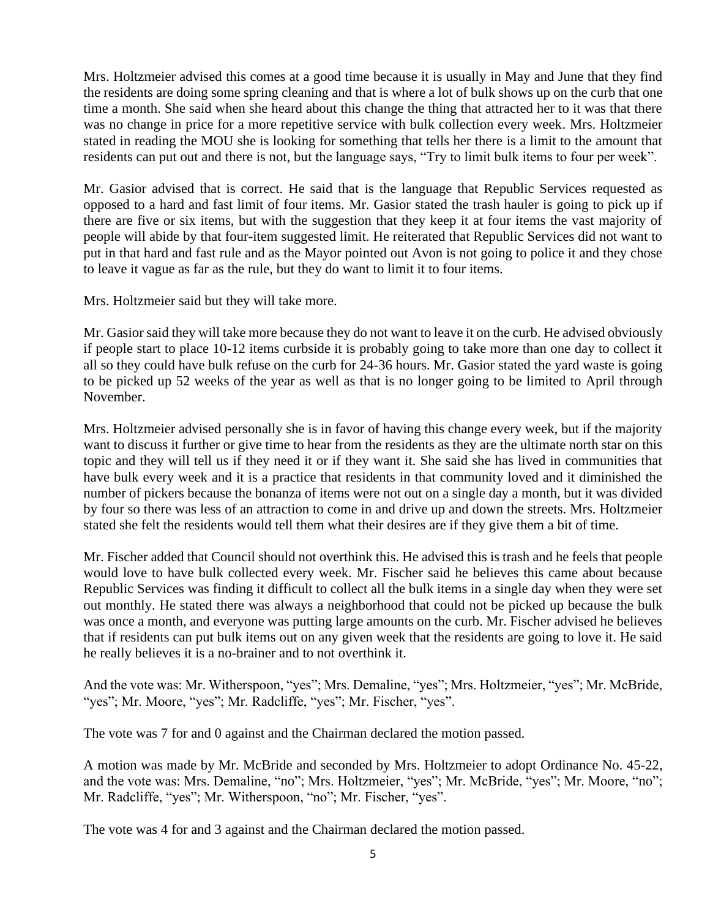Mrs. Holtzmeier advised this comes at a good time because it is usually in May and June that they find the residents are doing some spring cleaning and that is where a lot of bulk shows up on the curb that one time a month. She said when she heard about this change the thing that attracted her to it was that there was no change in price for a more repetitive service with bulk collection every week. Mrs. Holtzmeier stated in reading the MOU she is looking for something that tells her there is a limit to the amount that residents can put out and there is not, but the language says, "Try to limit bulk items to four per week".

Mr. Gasior advised that is correct. He said that is the language that Republic Services requested as opposed to a hard and fast limit of four items. Mr. Gasior stated the trash hauler is going to pick up if there are five or six items, but with the suggestion that they keep it at four items the vast majority of people will abide by that four-item suggested limit. He reiterated that Republic Services did not want to put in that hard and fast rule and as the Mayor pointed out Avon is not going to police it and they chose to leave it vague as far as the rule, but they do want to limit it to four items.

Mrs. Holtzmeier said but they will take more.

Mr. Gasior said they will take more because they do not want to leave it on the curb. He advised obviously if people start to place 10-12 items curbside it is probably going to take more than one day to collect it all so they could have bulk refuse on the curb for 24-36 hours. Mr. Gasior stated the yard waste is going to be picked up 52 weeks of the year as well as that is no longer going to be limited to April through November.

Mrs. Holtzmeier advised personally she is in favor of having this change every week, but if the majority want to discuss it further or give time to hear from the residents as they are the ultimate north star on this topic and they will tell us if they need it or if they want it. She said she has lived in communities that have bulk every week and it is a practice that residents in that community loved and it diminished the number of pickers because the bonanza of items were not out on a single day a month, but it was divided by four so there was less of an attraction to come in and drive up and down the streets. Mrs. Holtzmeier stated she felt the residents would tell them what their desires are if they give them a bit of time.

Mr. Fischer added that Council should not overthink this. He advised this is trash and he feels that people would love to have bulk collected every week. Mr. Fischer said he believes this came about because Republic Services was finding it difficult to collect all the bulk items in a single day when they were set out monthly. He stated there was always a neighborhood that could not be picked up because the bulk was once a month, and everyone was putting large amounts on the curb. Mr. Fischer advised he believes that if residents can put bulk items out on any given week that the residents are going to love it. He said he really believes it is a no-brainer and to not overthink it.

And the vote was: Mr. Witherspoon, "yes"; Mrs. Demaline, "yes"; Mrs. Holtzmeier, "yes"; Mr. McBride, "yes"; Mr. Moore, "yes"; Mr. Radcliffe, "yes"; Mr. Fischer, "yes".

The vote was 7 for and 0 against and the Chairman declared the motion passed.

A motion was made by Mr. McBride and seconded by Mrs. Holtzmeier to adopt Ordinance No. 45-22, and the vote was: Mrs. Demaline, "no"; Mrs. Holtzmeier, "yes"; Mr. McBride, "yes"; Mr. Moore, "no"; Mr. Radcliffe, "yes"; Mr. Witherspoon, "no"; Mr. Fischer, "yes".

The vote was 4 for and 3 against and the Chairman declared the motion passed.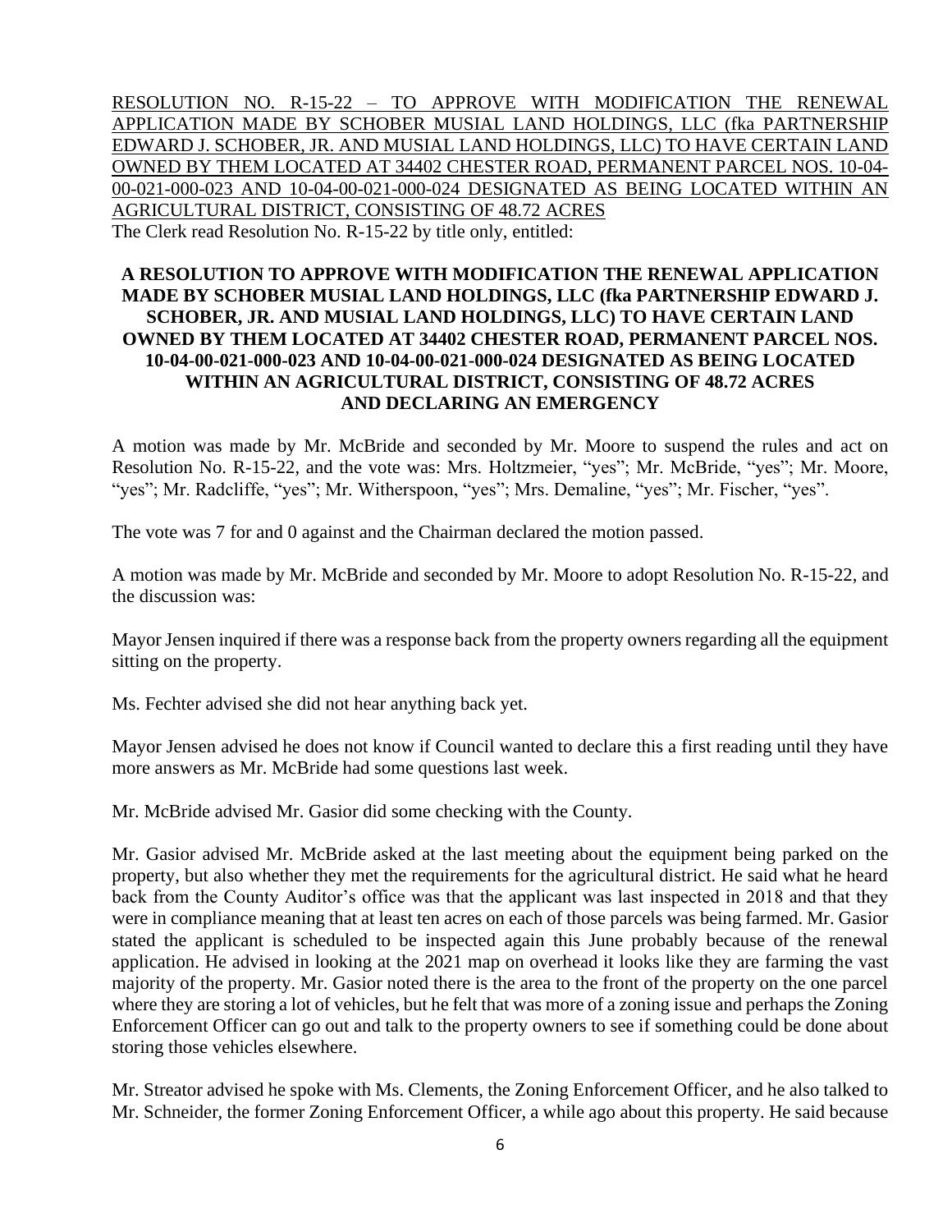RESOLUTION NO. R-15-22 – TO APPROVE WITH MODIFICATION THE RENEWAL APPLICATION MADE BY SCHOBER MUSIAL LAND HOLDINGS, LLC (fka PARTNERSHIP EDWARD J. SCHOBER, JR. AND MUSIAL LAND HOLDINGS, LLC) TO HAVE CERTAIN LAND OWNED BY THEM LOCATED AT 34402 CHESTER ROAD, PERMANENT PARCEL NOS. 10-04-00-021-000-023 AND 10-04-00-021-000-024 DESIGNATED AS BEING LOCATED WITHIN AN AGRICULTURAL DISTRICT, CONSISTING OF 48.72 ACRES

The Clerk read Resolution No. R-15-22 by title only, entitled:

**A RESOLUTION TO APPROVE WITH MODIFICATION THE RENEWAL APPLICATION MADE BY SCHOBER MUSIAL LAND HOLDINGS, LLC (fka PARTNERSHIP EDWARD J. SCHOBER, JR. AND MUSIAL LAND HOLDINGS, LLC) TO HAVE CERTAIN LAND OWNED BY THEM LOCATED AT 34402 CHESTER ROAD, PERMANENT PARCEL NOS. 10-04-00-021-000-023 AND 10-04-00-021-000-024 DESIGNATED AS BEING LOCATED WITHIN AN AGRICULTURAL DISTRICT, CONSISTING OF 48.72 ACRES AND DECLARING AN EMERGENCY**

A motion was made by Mr. McBride and seconded by Mr. Moore to suspend the rules and act on Resolution No. R-15-22, and the vote was: Mrs. Holtzmeier, "yes"; Mr. McBride, "yes"; Mr. Moore, "yes"; Mr. Radcliffe, "yes"; Mr. Witherspoon, "yes"; Mrs. Demaline, "yes"; Mr. Fischer, "yes".

The vote was 7 for and 0 against and the Chairman declared the motion passed.

A motion was made by Mr. McBride and seconded by Mr. Moore to adopt Resolution No. R-15-22, and the discussion was:

Mayor Jensen inquired if there was a response back from the property owners regarding all the equipment sitting on the property.

Ms. Fechter advised she did not hear anything back yet.

Mayor Jensen advised he does not know if Council wanted to declare this a first reading until they have more answers as Mr. McBride had some questions last week.

Mr. McBride advised Mr. Gasior did some checking with the County.

Mr. Gasior advised Mr. McBride asked at the last meeting about the equipment being parked on the property, but also whether they met the requirements for the agricultural district. He said what he heard back from the County Auditor's office was that the applicant was last inspected in 2018 and that they were in compliance meaning that at least ten acres on each of those parcels was being farmed. Mr. Gasior stated the applicant is scheduled to be inspected again this June probably because of the renewal application. He advised in looking at the 2021 map on overhead it looks like they are farming the vast majority of the property. Mr. Gasior noted there is the area to the front of the property on the one parcel where they are storing a lot of vehicles, but he felt that was more of a zoning issue and perhaps the Zoning Enforcement Officer can go out and talk to the property owners to see if something could be done about storing those vehicles elsewhere.

Mr. Streator advised he spoke with Ms. Clements, the Zoning Enforcement Officer, and he also talked to Mr. Schneider, the former Zoning Enforcement Officer, a while ago about this property. He said because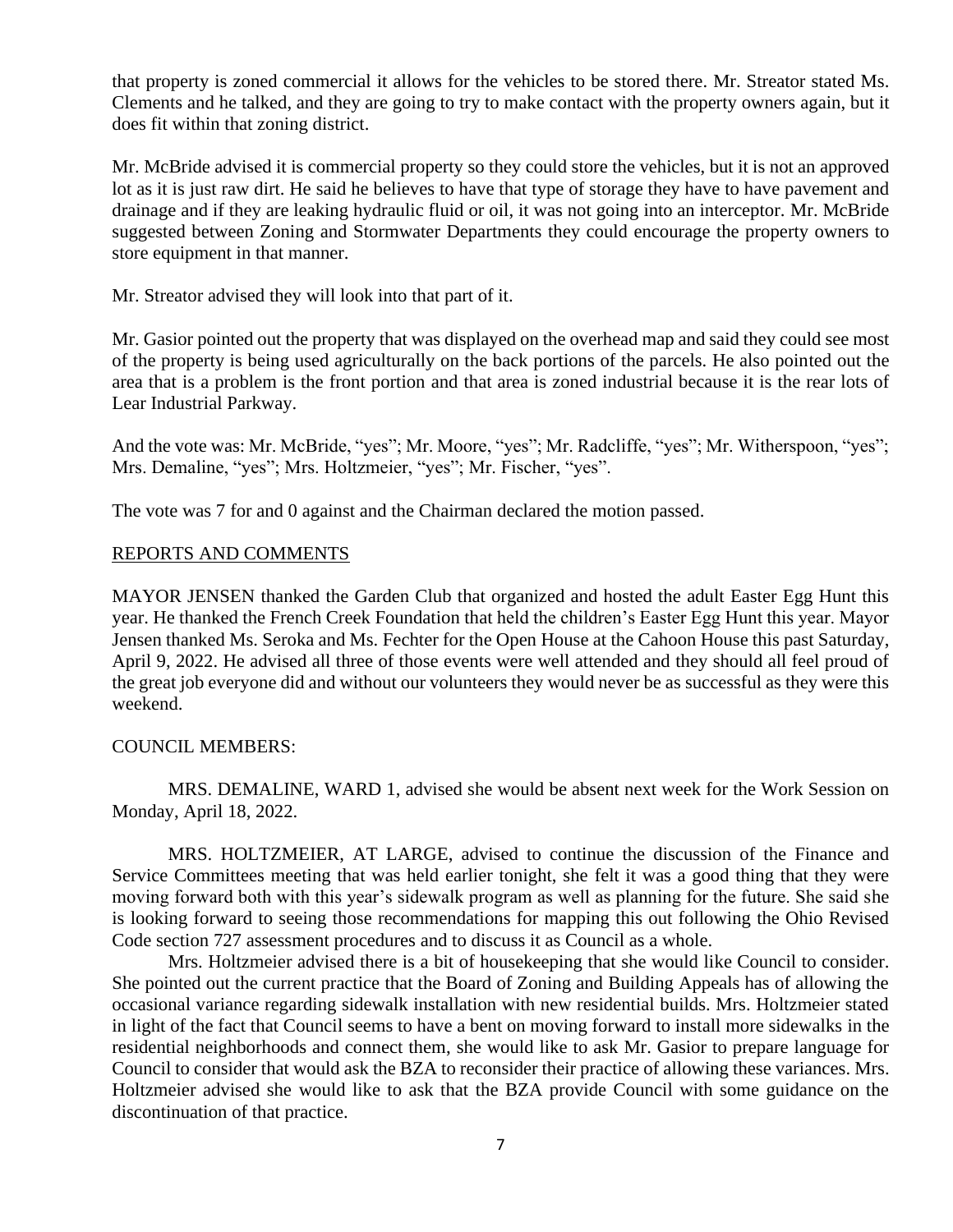that property is zoned commercial it allows for the vehicles to be stored there. Mr. Streator stated Ms. Clements and he talked, and they are going to try to make contact with the property owners again, but it does fit within that zoning district.

Mr. McBride advised it is commercial property so they could store the vehicles, but it is not an approved lot as it is just raw dirt. He said he believes to have that type of storage they have to have pavement and drainage and if they are leaking hydraulic fluid or oil, it was not going into an interceptor. Mr. McBride suggested between Zoning and Stormwater Departments they could encourage the property owners to store equipment in that manner.

Mr. Streator advised they will look into that part of it.

Mr. Gasior pointed out the property that was displayed on the overhead map and said they could see most of the property is being used agriculturally on the back portions of the parcels. He also pointed out the area that is a problem is the front portion and that area is zoned industrial because it is the rear lots of Lear Industrial Parkway.

And the vote was: Mr. McBride, "yes"; Mr. Moore, "yes"; Mr. Radcliffe, "yes"; Mr. Witherspoon, "yes"; Mrs. Demaline, "yes"; Mrs. Holtzmeier, "yes"; Mr. Fischer, "yes".

The vote was 7 for and 0 against and the Chairman declared the motion passed.

## REPORTS AND COMMENTS

MAYOR JENSEN thanked the Garden Club that organized and hosted the adult Easter Egg Hunt this year. He thanked the French Creek Foundation that held the children's Easter Egg Hunt this year. Mayor Jensen thanked Ms. Seroka and Ms. Fechter for the Open House at the Cahoon House this past Saturday, April 9, 2022. He advised all three of those events were well attended and they should all feel proud of the great job everyone did and without our volunteers they would never be as successful as they were this weekend.

COUNCIL MEMBERS:

MRS. DEMALINE, WARD 1, advised she would be absent next week for the Work Session on Monday, April 18, 2022.

MRS. HOLTZMEIER, AT LARGE, advised to continue the discussion of the Finance and Service Committees meeting that was held earlier tonight, she felt it was a good thing that they were moving forward both with this year's sidewalk program as well as planning for the future. She said she is looking forward to seeing those recommendations for mapping this out following the Ohio Revised Code section 727 assessment procedures and to discuss it as Council as a whole.

Mrs. Holtzmeier advised there is a bit of housekeeping that she would like Council to consider. She pointed out the current practice that the Board of Zoning and Building Appeals has of allowing the occasional variance regarding sidewalk installation with new residential builds. Mrs. Holtzmeier stated in light of the fact that Council seems to have a bent on moving forward to install more sidewalks in the residential neighborhoods and connect them, she would like to ask Mr. Gasior to prepare language for Council to consider that would ask the BZA to reconsider their practice of allowing these variances. Mrs. Holtzmeier advised she would like to ask that the BZA provide Council with some guidance on the discontinuation of that practice.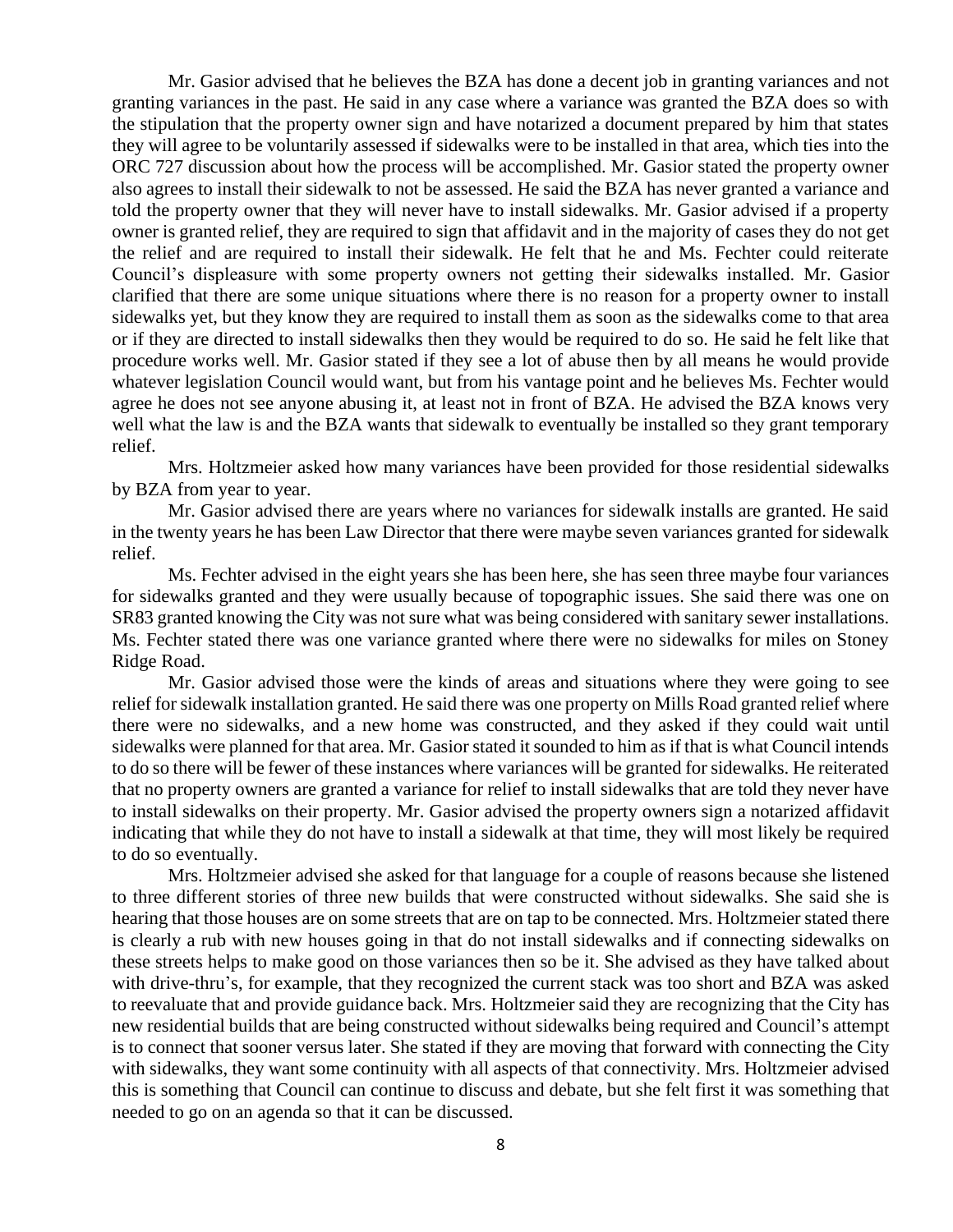Mr. Gasior advised that he believes the BZA has done a decent job in granting variances and not granting variances in the past. He said in any case where a variance was granted the BZA does so with the stipulation that the property owner sign and have notarized a document prepared by him that states they will agree to be voluntarily assessed if sidewalks were to be installed in that area, which ties into the ORC 727 discussion about how the process will be accomplished. Mr. Gasior stated the property owner also agrees to install their sidewalk to not be assessed. He said the BZA has never granted a variance and told the property owner that they will never have to install sidewalks. Mr. Gasior advised if a property owner is granted relief, they are required to sign that affidavit and in the majority of cases they do not get the relief and are required to install their sidewalk. He felt that he and Ms. Fechter could reiterate Council's displeasure with some property owners not getting their sidewalks installed. Mr. Gasior clarified that there are some unique situations where there is no reason for a property owner to install sidewalks yet, but they know they are required to install them as soon as the sidewalks come to that area or if they are directed to install sidewalks then they would be required to do so. He said he felt like that procedure works well. Mr. Gasior stated if they see a lot of abuse then by all means he would provide whatever legislation Council would want, but from his vantage point and he believes Ms. Fechter would agree he does not see anyone abusing it, at least not in front of BZA. He advised the BZA knows very well what the law is and the BZA wants that sidewalk to eventually be installed so they grant temporary relief.

Mrs. Holtzmeier asked how many variances have been provided for those residential sidewalks by BZA from year to year.

Mr. Gasior advised there are years where no variances for sidewalk installs are granted. He said in the twenty years he has been Law Director that there were maybe seven variances granted for sidewalk relief.

Ms. Fechter advised in the eight years she has been here, she has seen three maybe four variances for sidewalks granted and they were usually because of topographic issues. She said there was one on SR83 granted knowing the City was not sure what was being considered with sanitary sewer installations. Ms. Fechter stated there was one variance granted where there were no sidewalks for miles on Stoney Ridge Road.

Mr. Gasior advised those were the kinds of areas and situations where they were going to see relief for sidewalk installation granted. He said there was one property on Mills Road granted relief where there were no sidewalks, and a new home was constructed, and they asked if they could wait until sidewalks were planned for that area. Mr. Gasior stated it sounded to him as if that is what Council intends to do so there will be fewer of these instances where variances will be granted for sidewalks. He reiterated that no property owners are granted a variance for relief to install sidewalks that are told they never have to install sidewalks on their property. Mr. Gasior advised the property owners sign a notarized affidavit indicating that while they do not have to install a sidewalk at that time, they will most likely be required to do so eventually.

Mrs. Holtzmeier advised she asked for that language for a couple of reasons because she listened to three different stories of three new builds that were constructed without sidewalks. She said she is hearing that those houses are on some streets that are on tap to be connected. Mrs. Holtzmeier stated there is clearly a rub with new houses going in that do not install sidewalks and if connecting sidewalks on these streets helps to make good on those variances then so be it. She advised as they have talked about with drive-thru's, for example, that they recognized the current stack was too short and BZA was asked to reevaluate that and provide guidance back. Mrs. Holtzmeier said they are recognizing that the City has new residential builds that are being constructed without sidewalks being required and Council's attempt is to connect that sooner versus later. She stated if they are moving that forward with connecting the City with sidewalks, they want some continuity with all aspects of that connectivity. Mrs. Holtzmeier advised this is something that Council can continue to discuss and debate, but she felt first it was something that needed to go on an agenda so that it can be discussed.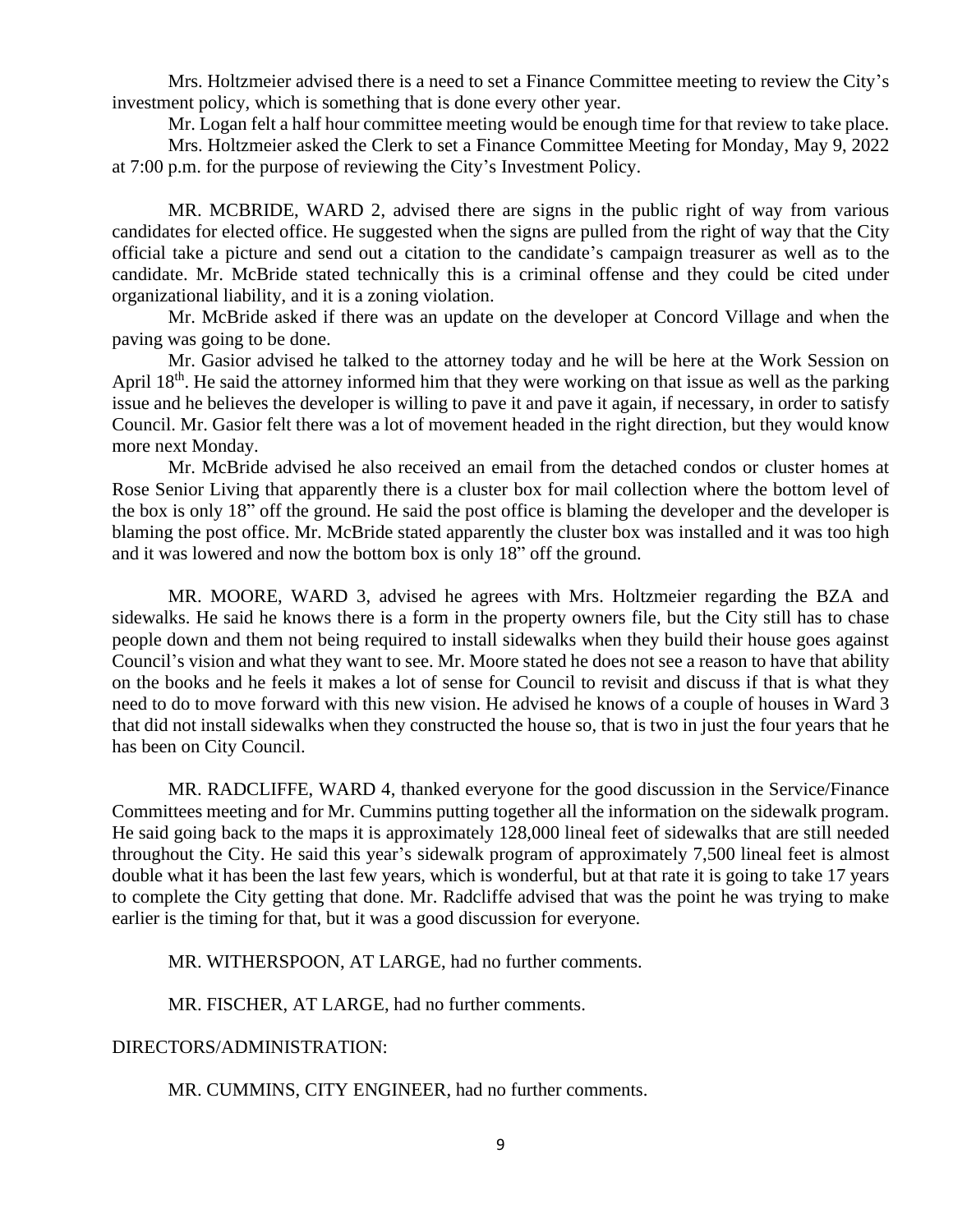Mrs. Holtzmeier advised there is a need to set a Finance Committee meeting to review the City's investment policy, which is something that is done every other year.

Mr. Logan felt a half hour committee meeting would be enough time for that review to take place.

Mrs. Holtzmeier asked the Clerk to set a Finance Committee Meeting for Monday, May 9, 2022 at 7:00 p.m. for the purpose of reviewing the City's Investment Policy.

MR. MCBRIDE, WARD 2, advised there are signs in the public right of way from various candidates for elected office. He suggested when the signs are pulled from the right of way that the City official take a picture and send out a citation to the candidate's campaign treasurer as well as to the candidate. Mr. McBride stated technically this is a criminal offense and they could be cited under organizational liability, and it is a zoning violation.

Mr. McBride asked if there was an update on the developer at Concord Village and when the paving was going to be done.

Mr. Gasior advised he talked to the attorney today and he will be here at the Work Session on April 18th. He said the attorney informed him that they were working on that issue as well as the parking issue and he believes the developer is willing to pave it and pave it again, if necessary, in order to satisfy Council. Mr. Gasior felt there was a lot of movement headed in the right direction, but they would know more next Monday.

Mr. McBride advised he also received an email from the detached condos or cluster homes at Rose Senior Living that apparently there is a cluster box for mail collection where the bottom level of the box is only 18" off the ground. He said the post office is blaming the developer and the developer is blaming the post office. Mr. McBride stated apparently the cluster box was installed and it was too high and it was lowered and now the bottom box is only 18" off the ground.

MR. MOORE, WARD 3, advised he agrees with Mrs. Holtzmeier regarding the BZA and sidewalks. He said he knows there is a form in the property owners file, but the City still has to chase people down and them not being required to install sidewalks when they build their house goes against Council's vision and what they want to see. Mr. Moore stated he does not see a reason to have that ability on the books and he feels it makes a lot of sense for Council to revisit and discuss if that is what they need to do to move forward with this new vision. He advised he knows of a couple of houses in Ward 3 that did not install sidewalks when they constructed the house so, that is two in just the four years that he has been on City Council.

MR. RADCLIFFE, WARD 4, thanked everyone for the good discussion in the Service/Finance Committees meeting and for Mr. Cummins putting together all the information on the sidewalk program. He said going back to the maps it is approximately 128,000 lineal feet of sidewalks that are still needed throughout the City. He said this year's sidewalk program of approximately 7,500 lineal feet is almost double what it has been the last few years, which is wonderful, but at that rate it is going to take 17 years to complete the City getting that done. Mr. Radcliffe advised that was the point he was trying to make earlier is the timing for that, but it was a good discussion for everyone.

MR. WITHERSPOON, AT LARGE, had no further comments.

MR. FISCHER, AT LARGE, had no further comments.

DIRECTORS/ADMINISTRATION:

MR. CUMMINS, CITY ENGINEER, had no further comments.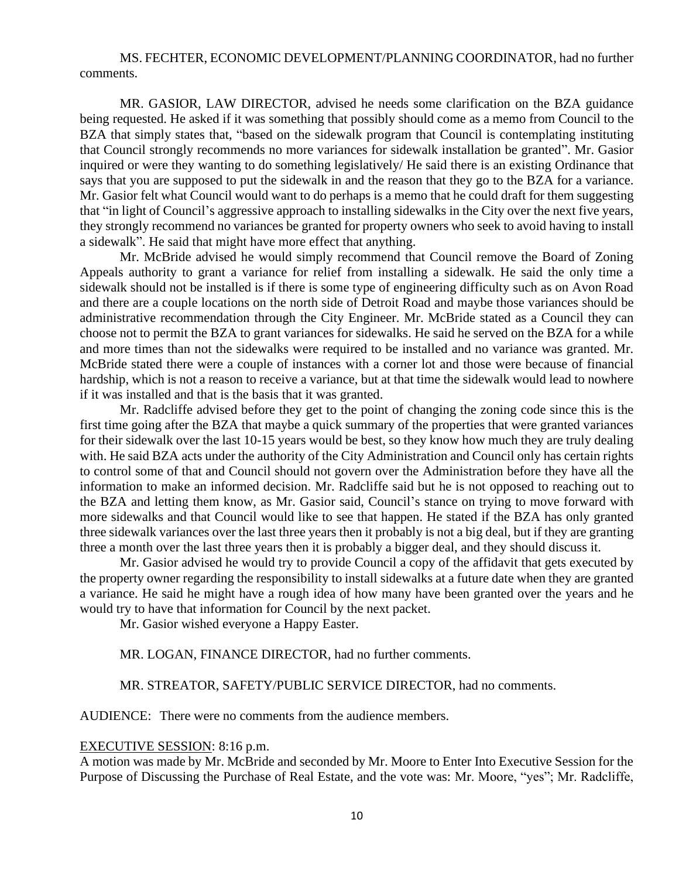MS. FECHTER, ECONOMIC DEVELOPMENT/PLANNING COORDINATOR, had no further comments.

MR. GASIOR, LAW DIRECTOR, advised he needs some clarification on the BZA guidance being requested. He asked if it was something that possibly should come as a memo from Council to the BZA that simply states that, "based on the sidewalk program that Council is contemplating instituting that Council strongly recommends no more variances for sidewalk installation be granted". Mr. Gasior inquired or were they wanting to do something legislatively/ He said there is an existing Ordinance that says that you are supposed to put the sidewalk in and the reason that they go to the BZA for a variance. Mr. Gasior felt what Council would want to do perhaps is a memo that he could draft for them suggesting that "in light of Council's aggressive approach to installing sidewalks in the City over the next five years, they strongly recommend no variances be granted for property owners who seek to avoid having to install a sidewalk". He said that might have more effect that anything.

Mr. McBride advised he would simply recommend that Council remove the Board of Zoning Appeals authority to grant a variance for relief from installing a sidewalk. He said the only time a sidewalk should not be installed is if there is some type of engineering difficulty such as on Avon Road and there are a couple locations on the north side of Detroit Road and maybe those variances should be administrative recommendation through the City Engineer. Mr. McBride stated as a Council they can choose not to permit the BZA to grant variances for sidewalks. He said he served on the BZA for a while and more times than not the sidewalks were required to be installed and no variance was granted. Mr. McBride stated there were a couple of instances with a corner lot and those were because of financial hardship, which is not a reason to receive a variance, but at that time the sidewalk would lead to nowhere if it was installed and that is the basis that it was granted.

Mr. Radcliffe advised before they get to the point of changing the zoning code since this is the first time going after the BZA that maybe a quick summary of the properties that were granted variances for their sidewalk over the last 10-15 years would be best, so they know how much they are truly dealing with. He said BZA acts under the authority of the City Administration and Council only has certain rights to control some of that and Council should not govern over the Administration before they have all the information to make an informed decision. Mr. Radcliffe said but he is not opposed to reaching out to the BZA and letting them know, as Mr. Gasior said, Council's stance on trying to move forward with more sidewalks and that Council would like to see that happen. He stated if the BZA has only granted three sidewalk variances over the last three years then it probably is not a big deal, but if they are granting three a month over the last three years then it is probably a bigger deal, and they should discuss it.

Mr. Gasior advised he would try to provide Council a copy of the affidavit that gets executed by the property owner regarding the responsibility to install sidewalks at a future date when they are granted a variance. He said he might have a rough idea of how many have been granted over the years and he would try to have that information for Council by the next packet.

Mr. Gasior wished everyone a Happy Easter.

MR. LOGAN, FINANCE DIRECTOR, had no further comments.

MR. STREATOR, SAFETY/PUBLIC SERVICE DIRECTOR, had no comments.

AUDIENCE: There were no comments from the audience members.

EXECUTIVE SESSION: 8:16 p.m.

A motion was made by Mr. McBride and seconded by Mr. Moore to Enter Into Executive Session for the Purpose of Discussing the Purchase of Real Estate, and the vote was: Mr. Moore, "yes"; Mr. Radcliffe,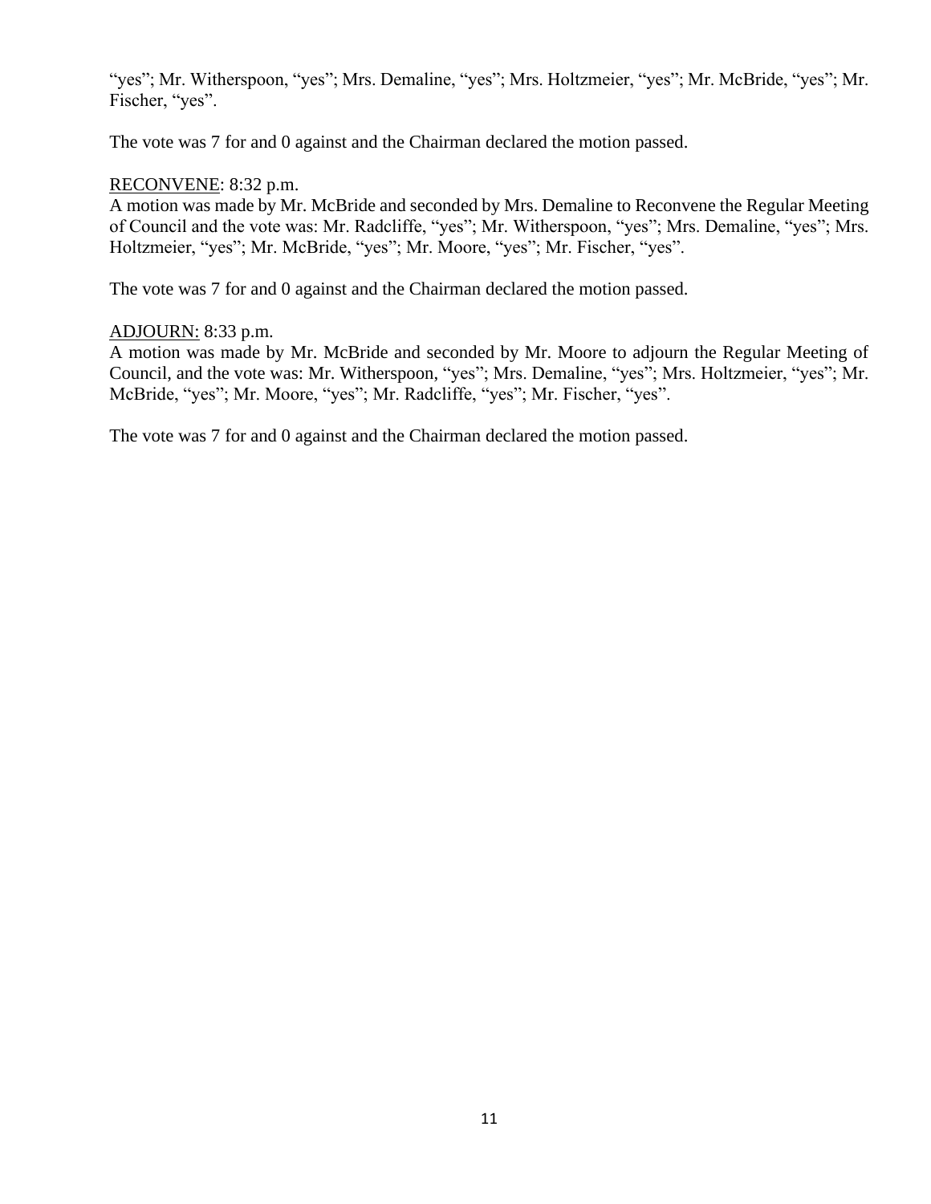"yes"; Mr. Witherspoon, "yes"; Mrs. Demaline, "yes"; Mrs. Holtzmeier, "yes"; Mr. McBride, "yes"; Mr. Fischer, "yes".

The vote was 7 for and 0 against and the Chairman declared the motion passed.

<u>RECONVENE</u>: 8:32 p.m.
A motion was made by Mr. McBride and seconded by Mrs. Demaline to Reconvene the Regular Meeting of Council and the vote was: Mr. Radcliffe, "yes"; Mr. Witherspoon, "yes"; Mrs. Demaline, "yes"; Mrs. Holtzmeier, "yes"; Mr. McBride, "yes"; Mr. Moore, "yes"; Mr. Fischer, "yes".

The vote was 7 for and 0 against and the Chairman declared the motion passed.

<u>ADJOURN:</u> 8:33 p.m.
A motion was made by Mr. McBride and seconded by Mr. Moore to adjourn the Regular Meeting of Council, and the vote was: Mr. Witherspoon, "yes"; Mrs. Demaline, "yes"; Mrs. Holtzmeier, "yes"; Mr. McBride, "yes"; Mr. Moore, "yes"; Mr. Radcliffe, "yes"; Mr. Fischer, "yes".

The vote was 7 for and 0 against and the Chairman declared the motion passed.